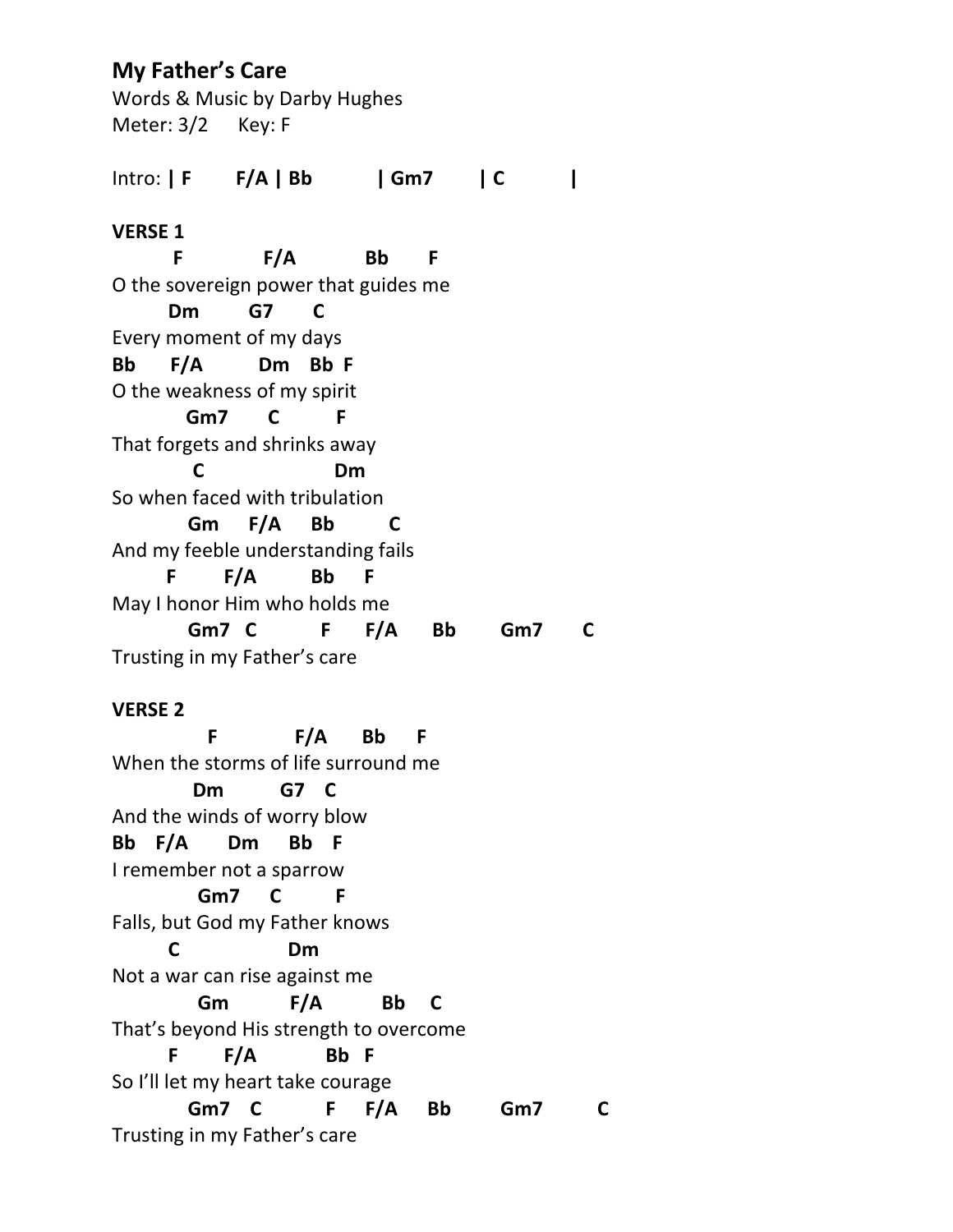## My Father's Care

Words & Music by Darby Hughes
Meter: 3/2 Key: F

Intro: **| F F/A | Bb | Gm7 | C |**

**VERSE 1**

```
     F          F/A         Bb     F
O the sovereign power that guides me
      Dm      G7      C
Every moment of my days
Bb    F/A       Dm   Bb  F
O the weakness of my spirit
         Gm7      C       F
That forgets and shrinks away
         C                  Dm
So when faced with tribulation
         Gm    F/A    Bb        C
And my feeble understanding fails
     F      F/A        Bb    F
May I honor Him who holds me
         Gm7  C         F     F/A     Bb      Gm7      C
Trusting in my Father's care
```

**VERSE 2**

```
           F          F/A     Bb    F
When the storms of life surround me
           Dm        G7   C
And the winds of worry blow
Bb  F/A     Dm     Bb   F
I remember not a sparrow
          Gm7     C       F
Falls, but God my Father knows
     C            Dm
Not a war can rise against me
          Gm        F/A        Bb   C
That's beyond His strength to overcome
     F      F/A        Bb  F
So I'll let my heart take courage
         Gm7   C        F    F/A    Bb      Gm7       C
Trusting in my Father's care
```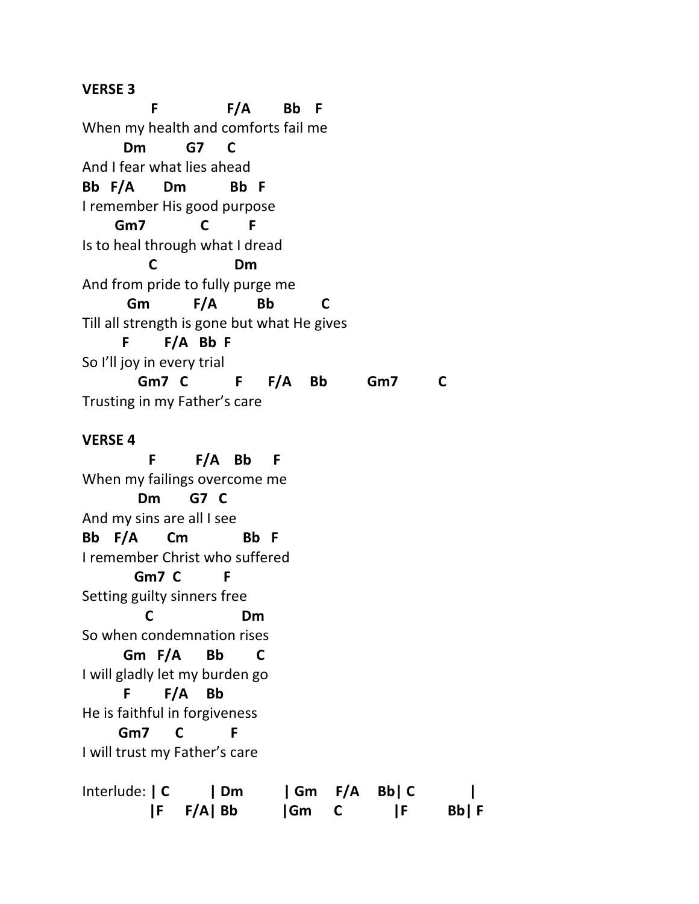**VERSE 3**

```
            F              F/A       Bb    F
When my health and comforts fail me
        Dm         G7      C
And I fear what lies ahead
Bb   F/A       Dm          Bb   F
I remember His good purpose
      Gm7            C          F
Is to heal through what I dread
             C                 Dm
And from pride to fully purge me
         Gm          F/A         Bb          C
Till all strength is gone but what He gives
        F        F/A   Bb  F
So I'll joy in every trial
           Gm7   C          F      F/A     Bb         Gm7         C
Trusting in my Father's care
```

**VERSE 4**

```
            F         F/A    Bb     F
When my failings overcome me
           Dm       G7   C
And my sins are all I see
Bb    F/A       Cm            Bb   F
I remember Christ who suffered
          Gm7  C          F
Setting guilty sinners free
            C                    Dm
So when condemnation rises
        Gm   F/A      Bb       C
I will gladly let my burden go
        F        F/A    Bb
He is faithful in forgiveness
       Gm7      C          F
I will trust my Father's care
```

```
Interlude: | C        | Dm        | Gm    F/A    Bb| C          |
           |F    F/A| Bb        |Gm     C          |F        Bb| F
```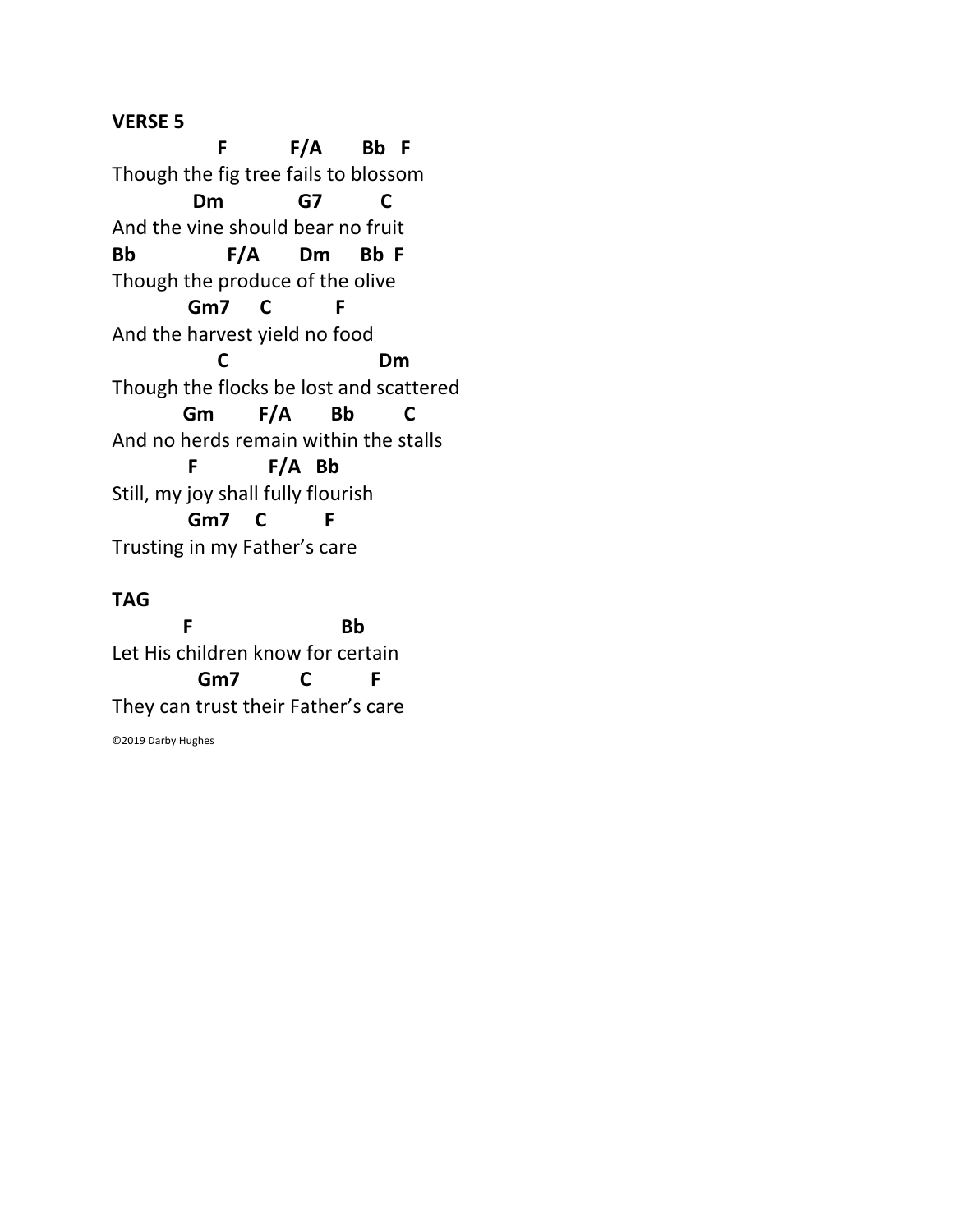**VERSE 5**

```
                F          F/A      Bb  F
Though the fig tree fails to blossom
            Dm            G7         C
And the vine should bear no fruit
Bb              F/A      Dm     Bb  F
Though the produce of the olive
           Gm7     C          F
And the harvest yield no food
                C                        Dm
Though the flocks be lost and scattered
          Gm        F/A      Bb        C
And no herds remain within the stalls
           F            F/A  Bb
Still, my joy shall fully flourish
           Gm7    C         F
Trusting in my Father's care
```

**TAG**

```
          F                      Bb
Let His children know for certain
            Gm7          C          F
They can trust their Father's care
```

©2019 Darby Hughes